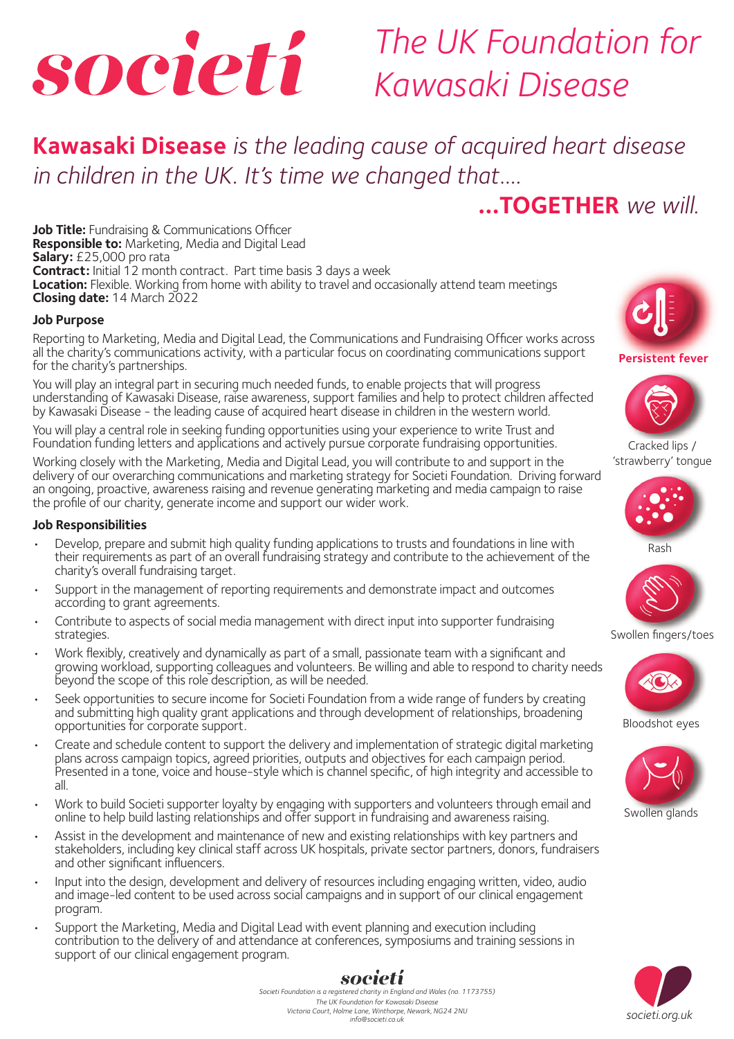# societi

*The UK Foundation for Kawasaki Disease*

## **Kawasaki Disease** *is the leading cause of acquired heart disease in children in the UK. It's time we changed that....*

## ***...TOGETHER** we will.*

**Job Title:** Fundraising & Communications Officer
**Responsible to:** Marketing, Media and Digital Lead
**Salary:** £25,000 pro rata
**Contract:** Initial 12 month contract. Part time basis 3 days a week
**Location:** Flexible. Working from home with ability to travel and occasionally attend team meetings
**Closing date:** 14 March 2022

### Job Purpose

Reporting to Marketing, Media and Digital Lead, the Communications and Fundraising Officer works across all the charity's communications activity, with a particular focus on coordinating communications support for the charity's partnerships.

You will play an integral part in securing much needed funds, to enable projects that will progress understanding of Kawasaki Disease, raise awareness, support families and help to protect children affected by Kawasaki Disease - the leading cause of acquired heart disease in children in the western world.

You will play a central role in seeking funding opportunities using your experience to write Trust and Foundation funding letters and applications and actively pursue corporate fundraising opportunities.

Working closely with the Marketing, Media and Digital Lead, you will contribute to and support in the delivery of our overarching communications and marketing strategy for Societi Foundation. Driving forward an ongoing, proactive, awareness raising and revenue generating marketing and media campaign to raise the profile of our charity, generate income and support our wider work.

### Job Responsibilities

- Develop, prepare and submit high quality funding applications to trusts and foundations in line with their requirements as part of an overall fundraising strategy and contribute to the achievement of the charity's overall fundraising target.
- Support in the management of reporting requirements and demonstrate impact and outcomes according to grant agreements.
- Contribute to aspects of social media management with direct input into supporter fundraising strategies.
- Work flexibly, creatively and dynamically as part of a small, passionate team with a significant and growing workload, supporting colleagues and volunteers. Be willing and able to respond to charity needs beyond the scope of this role description, as will be needed.
- Seek opportunities to secure income for Societi Foundation from a wide range of funders by creating and submitting high quality grant applications and through development of relationships, broadening opportunities for corporate support.
- Create and schedule content to support the delivery and implementation of strategic digital marketing plans across campaign topics, agreed priorities, outputs and objectives for each campaign period. Presented in a tone, voice and house-style which is channel specific, of high integrity and accessible to all.
- Work to build Societi supporter loyalty by engaging with supporters and volunteers through email and online to help build lasting relationships and offer support in fundraising and awareness raising.
- Assist in the development and maintenance of new and existing relationships with key partners and stakeholders, including key clinical staff across UK hospitals, private sector partners, donors, fundraisers and other significant influencers.
- Input into the design, development and delivery of resources including engaging written, video, audio and image-led content to be used across social campaigns and in support of our clinical engagement program.
- Support the Marketing, Media and Digital Lead with event planning and execution including contribution to the delivery of and attendance at conferences, symposiums and training sessions in support of our clinical engagement program.

**Persistent fever**

Cracked lips / 'strawberry' tongue

Rash

Swollen fingers/toes

Bloodshot eyes

Swollen glands

societi

*Societi Foundation is a registered charity in England and Wales (no. 1173755)*
*The UK Foundation for Kawasaki Disease*
*Victoria Court, Holme Lane, Winthorpe, Newark, NG24 2NU*
*info@societi.co.uk*

*societi.org.uk*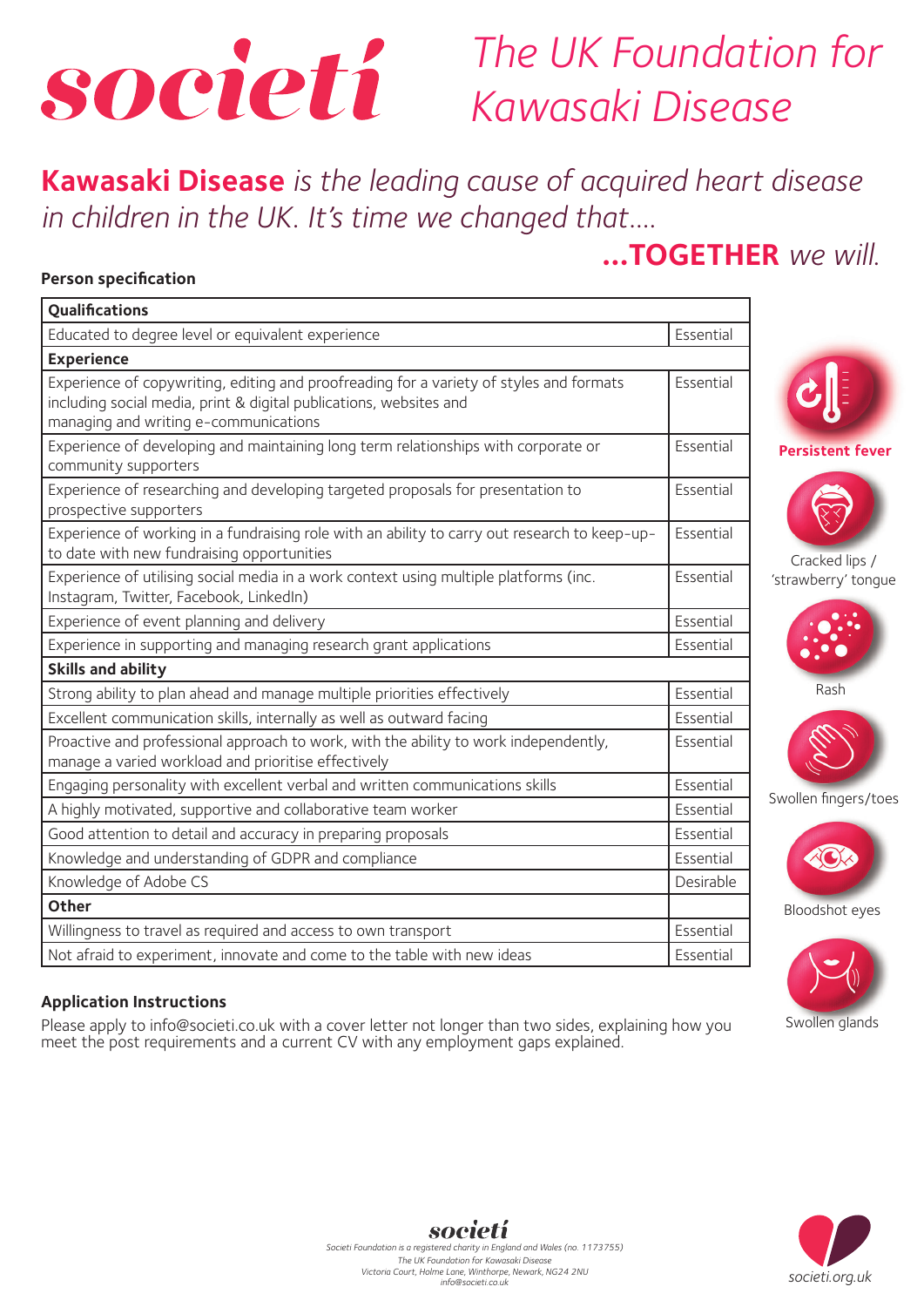# societí

*The UK Foundation for Kawasaki Disease*

**Kawasaki Disease** *is the leading cause of acquired heart disease in children in the UK. It's time we changed that....*

***...TOGETHER** we will.*

**Person specification**

| | |
|---|---|
| **Qualifications** | |
| Educated to degree level or equivalent experience | Essential |
| **Experience** | |
| Experience of copywriting, editing and proofreading for a variety of styles and formats including social media, print & digital publications, websites and managing and writing e-communications | Essential |
| Experience of developing and maintaining long term relationships with corporate or community supporters | Essential |
| Experience of researching and developing targeted proposals for presentation to prospective supporters | Essential |
| Experience of working in a fundraising role with an ability to carry out research to keep-up-to date with new fundraising opportunities | Essential |
| Experience of utilising social media in a work context using multiple platforms (inc. Instagram, Twitter, Facebook, LinkedIn) | Essential |
| Experience of event planning and delivery | Essential |
| Experience in supporting and managing research grant applications | Essential |
| **Skills and ability** | |
| Strong ability to plan ahead and manage multiple priorities effectively | Essential |
| Excellent communication skills, internally as well as outward facing | Essential |
| Proactive and professional approach to work, with the ability to work independently, manage a varied workload and prioritise effectively | Essential |
| Engaging personality with excellent verbal and written communications skills | Essential |
| A highly motivated, supportive and collaborative team worker | Essential |
| Good attention to detail and accuracy in preparing proposals | Essential |
| Knowledge and understanding of GDPR and compliance | Essential |
| Knowledge of Adobe CS | Desirable |
| **Other** | |
| Willingness to travel as required and access to own transport | Essential |
| Not afraid to experiment, innovate and come to the table with new ideas | Essential |

**Persistent fever**

Cracked lips / 'strawberry' tongue

Rash

Swollen fingers/toes

Bloodshot eyes

Swollen glands

**Application Instructions**

Please apply to info@societi.co.uk with a cover letter not longer than two sides, explaining how you meet the post requirements and a current CV with any employment gaps explained.

societí

*Societi Foundation is a registered charity in England and Wales (no. 1173755)*
*The UK Foundation for Kawasaki Disease*
*Victoria Court, Holme Lane, Winthorpe, Newark, NG24 2NU*
*info@societi.co.uk*

*societi.org.uk*